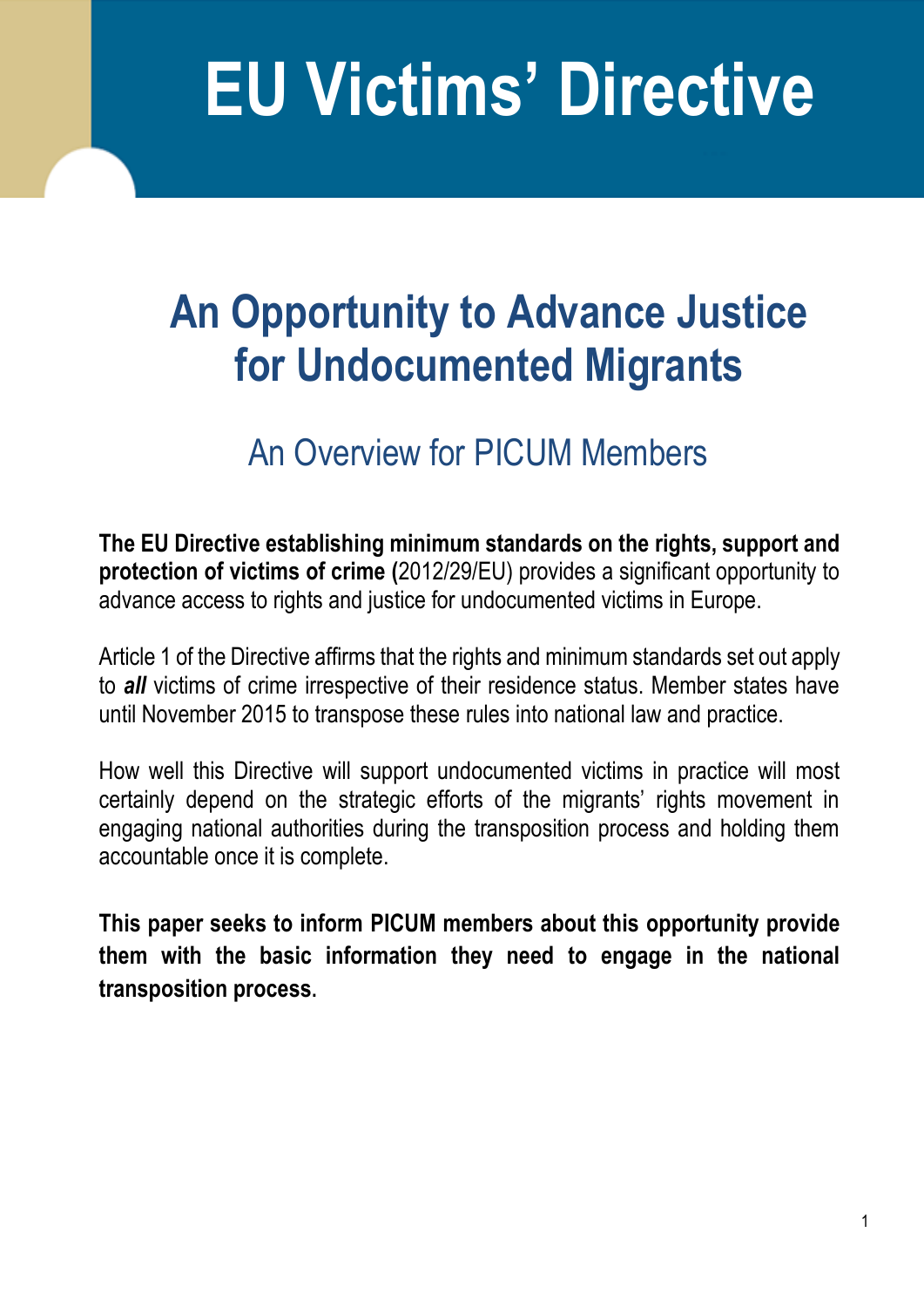# EU Victims' Directive

## An Opportunity to Advance Justice for Undocumented Migrants

### An Overview for PICUM Members

**The EU Directive establishing minimum standards on the rights, support and protection of victims of crime (**2012/29/EU) provides a significant opportunity to advance access to rights and justice for undocumented victims in Europe.

Article 1 of the Directive affirms that the rights and minimum standards set out apply to ***all*** victims of crime irrespective of their residence status. Member states have until November 2015 to transpose these rules into national law and practice.

How well this Directive will support undocumented victims in practice will most certainly depend on the strategic efforts of the migrants' rights movement in engaging national authorities during the transposition process and holding them accountable once it is complete.

**This paper seeks to inform PICUM members about this opportunity provide them with the basic information they need to engage in the national transposition process.**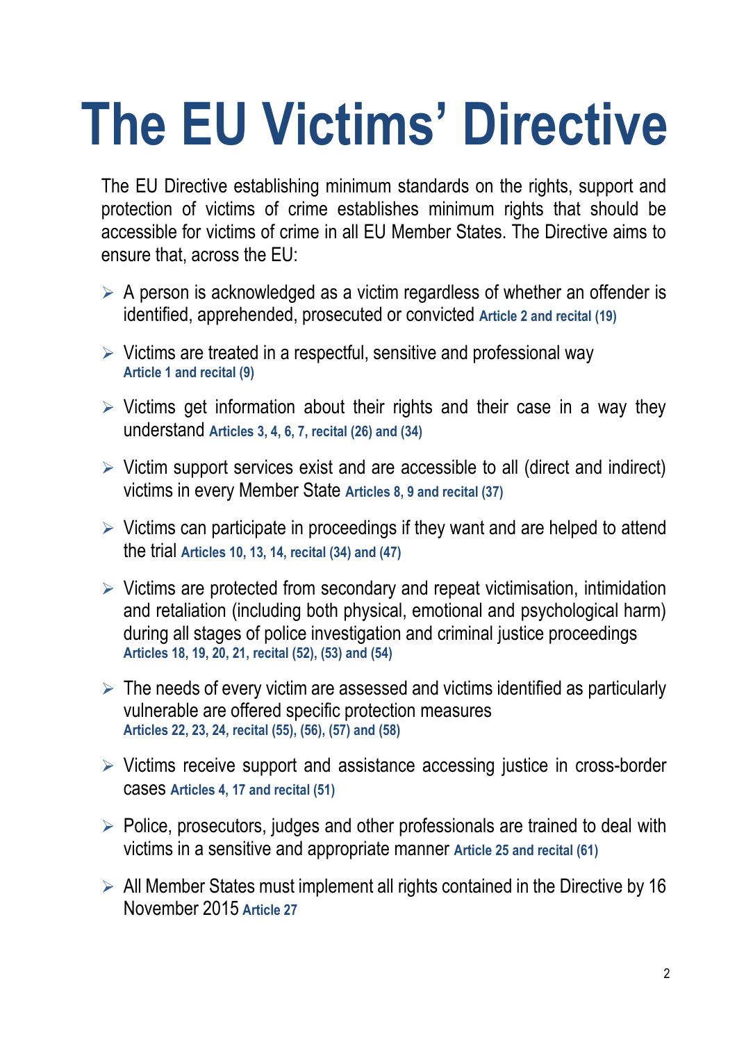# The EU Victims' Directive

The EU Directive establishing minimum standards on the rights, support and protection of victims of crime establishes minimum rights that should be accessible for victims of crime in all EU Member States. The Directive aims to ensure that, across the EU:

- A person is acknowledged as a victim regardless of whether an offender is identified, apprehended, prosecuted or convicted **Article 2 and recital (19)**
- Victims are treated in a respectful, sensitive and professional way **Article 1 and recital (9)**
- Victims get information about their rights and their case in a way they understand **Articles 3, 4, 6, 7, recital (26) and (34)**
- Victim support services exist and are accessible to all (direct and indirect) victims in every Member State **Articles 8, 9 and recital (37)**
- Victims can participate in proceedings if they want and are helped to attend the trial **Articles 10, 13, 14, recital (34) and (47)**
- Victims are protected from secondary and repeat victimisation, intimidation and retaliation (including both physical, emotional and psychological harm) during all stages of police investigation and criminal justice proceedings **Articles 18, 19, 20, 21, recital (52), (53) and (54)**
- The needs of every victim are assessed and victims identified as particularly vulnerable are offered specific protection measures **Articles 22, 23, 24, recital (55), (56), (57) and (58)**
- Victims receive support and assistance accessing justice in cross-border cases **Articles 4, 17 and recital (51)**
- Police, prosecutors, judges and other professionals are trained to deal with victims in a sensitive and appropriate manner **Article 25 and recital (61)**
- All Member States must implement all rights contained in the Directive by 16 November 2015 **Article 27**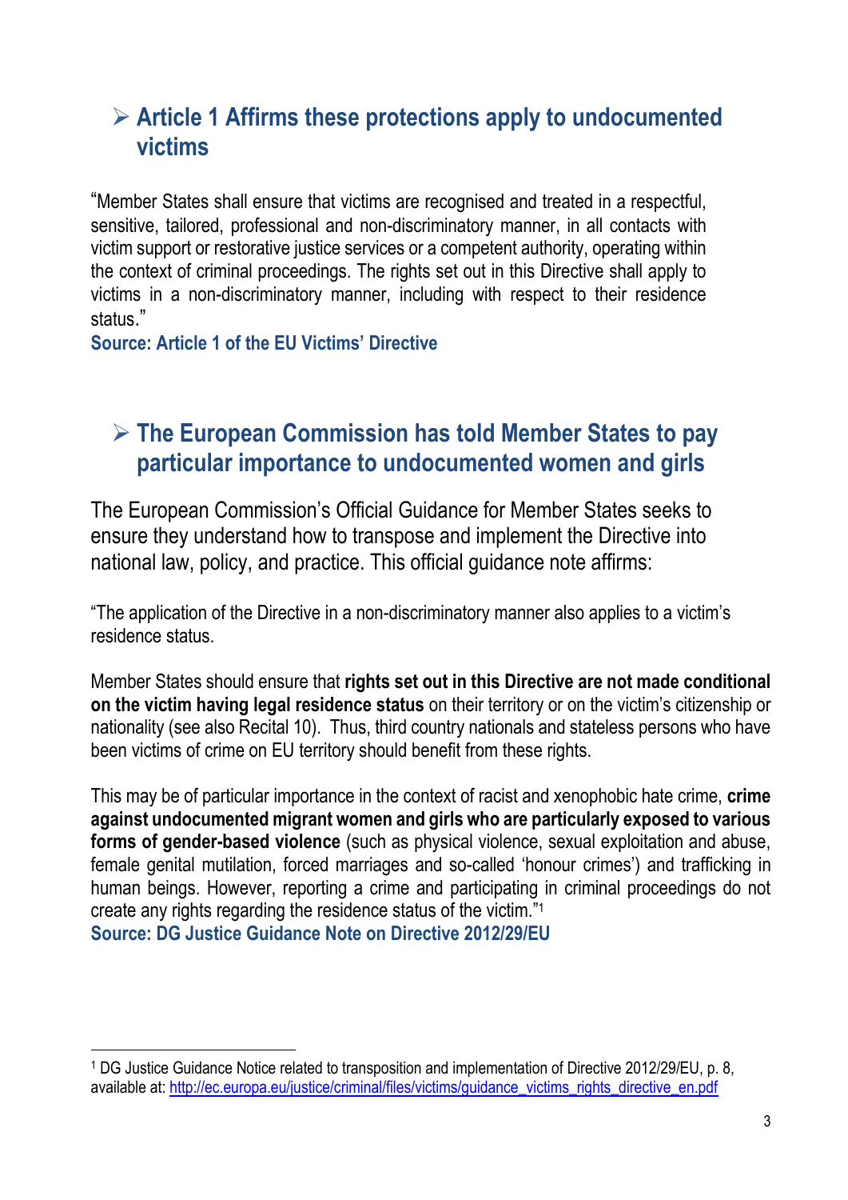## ➢ Article 1 Affirms these protections apply to undocumented victims

"Member States shall ensure that victims are recognised and treated in a respectful, sensitive, tailored, professional and non-discriminatory manner, in all contacts with victim support or restorative justice services or a competent authority, operating within the context of criminal proceedings. The rights set out in this Directive shall apply to victims in a non-discriminatory manner, including with respect to their residence status."

**Source: Article 1 of the EU Victims' Directive**

## ➢ The European Commission has told Member States to pay particular importance to undocumented women and girls

The European Commission's Official Guidance for Member States seeks to ensure they understand how to transpose and implement the Directive into national law, policy, and practice. This official guidance note affirms:

"The application of the Directive in a non-discriminatory manner also applies to a victim's residence status.

Member States should ensure that **rights set out in this Directive are not made conditional on the victim having legal residence status** on their territory or on the victim's citizenship or nationality (see also Recital 10). Thus, third country nationals and stateless persons who have been victims of crime on EU territory should benefit from these rights.

This may be of particular importance in the context of racist and xenophobic hate crime, **crime against undocumented migrant women and girls who are particularly exposed to various forms of gender-based violence** (such as physical violence, sexual exploitation and abuse, female genital mutilation, forced marriages and so-called 'honour crimes') and trafficking in human beings. However, reporting a crime and participating in criminal proceedings do not create any rights regarding the residence status of the victim."[1]

**Source: DG Justice Guidance Note on Directive 2012/29/EU**

---

[1] DG Justice Guidance Notice related to transposition and implementation of Directive 2012/29/EU, p. 8, available at: http://ec.europa.eu/justice/criminal/files/victims/guidance_victims_rights_directive_en.pdf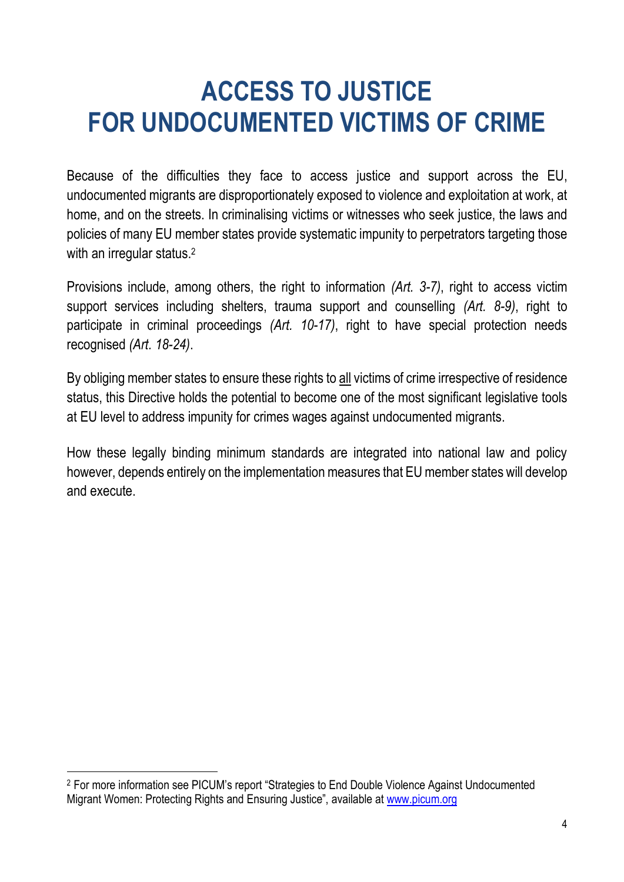# ACCESS TO JUSTICE FOR UNDOCUMENTED VICTIMS OF CRIME

Because of the difficulties they face to access justice and support across the EU, undocumented migrants are disproportionately exposed to violence and exploitation at work, at home, and on the streets. In criminalising victims or witnesses who seek justice, the laws and policies of many EU member states provide systematic impunity to perpetrators targeting those with an irregular status.[2]

Provisions include, among others, the right to information *(Art. 3-7)*, right to access victim support services including shelters, trauma support and counselling *(Art. 8-9)*, right to participate in criminal proceedings *(Art. 10-17)*, right to have special protection needs recognised *(Art. 18-24)*.

By obliging member states to ensure these rights to <u>all</u> victims of crime irrespective of residence status, this Directive holds the potential to become one of the most significant legislative tools at EU level to address impunity for crimes wages against undocumented migrants.

How these legally binding minimum standards are integrated into national law and policy however, depends entirely on the implementation measures that EU member states will develop and execute.

---

[2] For more information see PICUM's report "Strategies to End Double Violence Against Undocumented Migrant Women: Protecting Rights and Ensuring Justice", available at [www.picum.org](http://www.picum.org)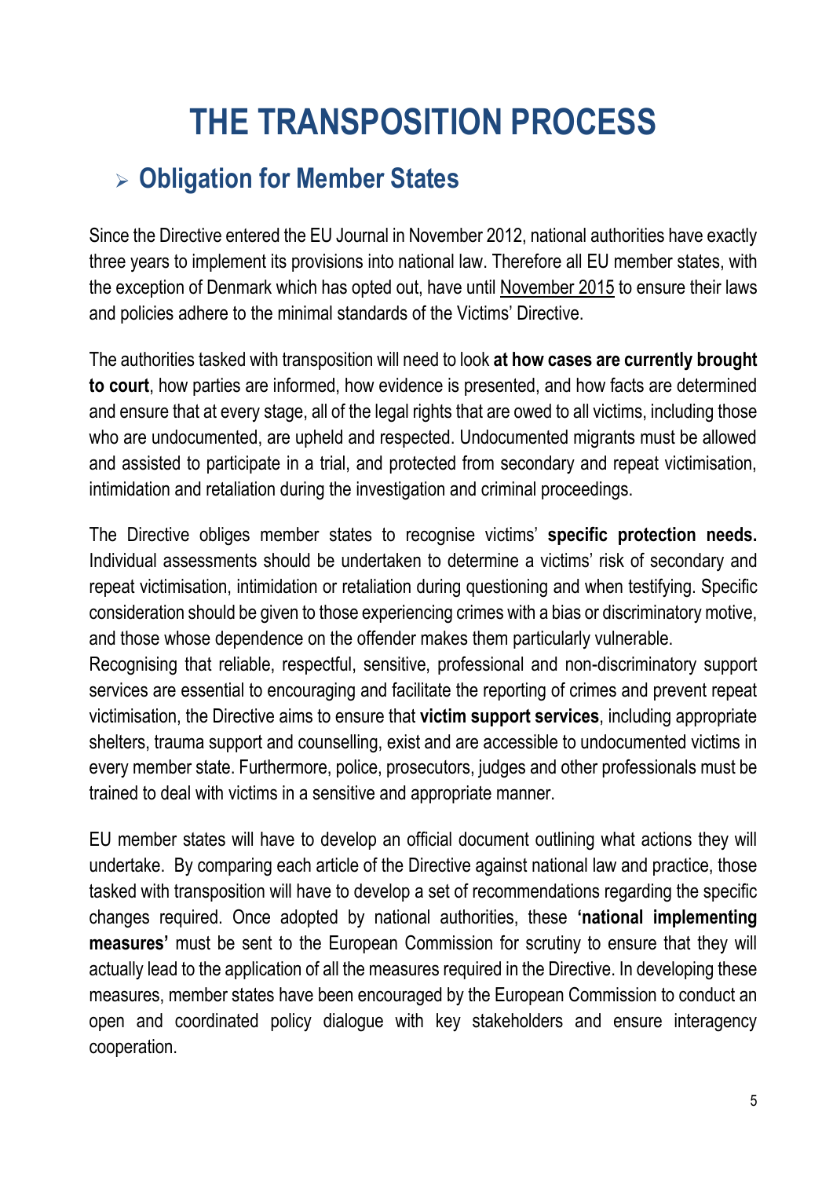# THE TRANSPOSITION PROCESS

## ➢ Obligation for Member States

Since the Directive entered the EU Journal in November 2012, national authorities have exactly three years to implement its provisions into national law. Therefore all EU member states, with the exception of Denmark which has opted out, have until November 2015 to ensure their laws and policies adhere to the minimal standards of the Victims' Directive.

The authorities tasked with transposition will need to look **at how cases are currently brought to court**, how parties are informed, how evidence is presented, and how facts are determined and ensure that at every stage, all of the legal rights that are owed to all victims, including those who are undocumented, are upheld and respected. Undocumented migrants must be allowed and assisted to participate in a trial, and protected from secondary and repeat victimisation, intimidation and retaliation during the investigation and criminal proceedings.

The Directive obliges member states to recognise victims' **specific protection needs.** Individual assessments should be undertaken to determine a victims' risk of secondary and repeat victimisation, intimidation or retaliation during questioning and when testifying. Specific consideration should be given to those experiencing crimes with a bias or discriminatory motive, and those whose dependence on the offender makes them particularly vulnerable.
Recognising that reliable, respectful, sensitive, professional and non-discriminatory support services are essential to encouraging and facilitate the reporting of crimes and prevent repeat victimisation, the Directive aims to ensure that **victim support services**, including appropriate shelters, trauma support and counselling, exist and are accessible to undocumented victims in every member state. Furthermore, police, prosecutors, judges and other professionals must be trained to deal with victims in a sensitive and appropriate manner.

EU member states will have to develop an official document outlining what actions they will undertake. By comparing each article of the Directive against national law and practice, those tasked with transposition will have to develop a set of recommendations regarding the specific changes required. Once adopted by national authorities, these **'national implementing measures'** must be sent to the European Commission for scrutiny to ensure that they will actually lead to the application of all the measures required in the Directive. In developing these measures, member states have been encouraged by the European Commission to conduct an open and coordinated policy dialogue with key stakeholders and ensure interagency cooperation.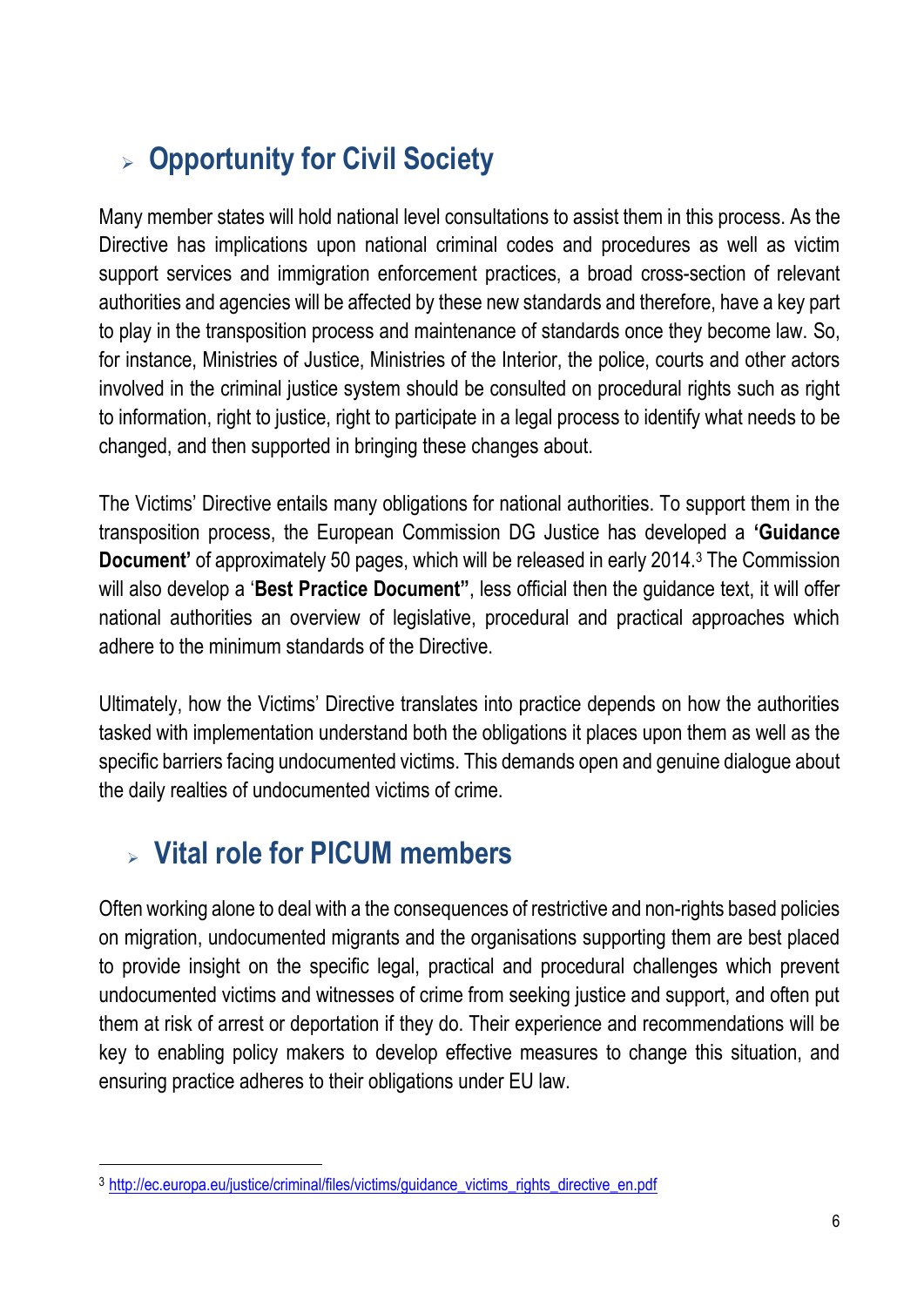## Opportunity for Civil Society

Many member states will hold national level consultations to assist them in this process. As the Directive has implications upon national criminal codes and procedures as well as victim support services and immigration enforcement practices, a broad cross-section of relevant authorities and agencies will be affected by these new standards and therefore, have a key part to play in the transposition process and maintenance of standards once they become law. So, for instance, Ministries of Justice, Ministries of the Interior, the police, courts and other actors involved in the criminal justice system should be consulted on procedural rights such as right to information, right to justice, right to participate in a legal process to identify what needs to be changed, and then supported in bringing these changes about.

The Victims' Directive entails many obligations for national authorities. To support them in the transposition process, the European Commission DG Justice has developed a **'Guidance Document'** of approximately 50 pages, which will be released in early 2014.[3] The Commission will also develop a '**Best Practice Document"**, less official then the guidance text, it will offer national authorities an overview of legislative, procedural and practical approaches which adhere to the minimum standards of the Directive.

Ultimately, how the Victims' Directive translates into practice depends on how the authorities tasked with implementation understand both the obligations it places upon them as well as the specific barriers facing undocumented victims. This demands open and genuine dialogue about the daily realties of undocumented victims of crime.

## Vital role for PICUM members

Often working alone to deal with a the consequences of restrictive and non-rights based policies on migration, undocumented migrants and the organisations supporting them are best placed to provide insight on the specific legal, practical and procedural challenges which prevent undocumented victims and witnesses of crime from seeking justice and support, and often put them at risk of arrest or deportation if they do. Their experience and recommendations will be key to enabling policy makers to develop effective measures to change this situation, and ensuring practice adheres to their obligations under EU law.

---

[3] http://ec.europa.eu/justice/criminal/files/victims/guidance_victims_rights_directive_en.pdf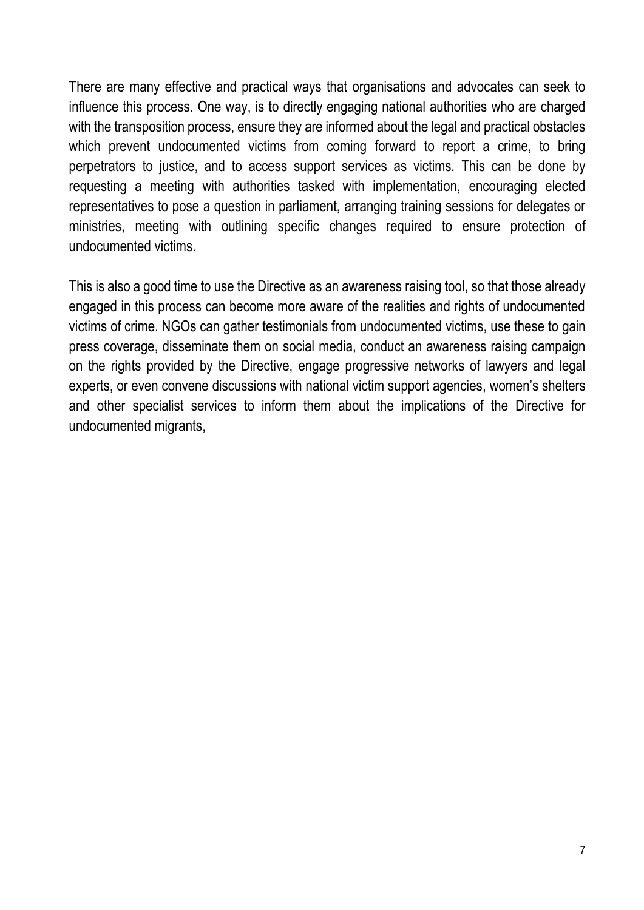There are many effective and practical ways that organisations and advocates can seek to influence this process. One way, is to directly engaging national authorities who are charged with the transposition process, ensure they are informed about the legal and practical obstacles which prevent undocumented victims from coming forward to report a crime, to bring perpetrators to justice, and to access support services as victims. This can be done by requesting a meeting with authorities tasked with implementation, encouraging elected representatives to pose a question in parliament, arranging training sessions for delegates or ministries, meeting with outlining specific changes required to ensure protection of undocumented victims.

This is also a good time to use the Directive as an awareness raising tool, so that those already engaged in this process can become more aware of the realities and rights of undocumented victims of crime. NGOs can gather testimonials from undocumented victims, use these to gain press coverage, disseminate them on social media, conduct an awareness raising campaign on the rights provided by the Directive, engage progressive networks of lawyers and legal experts, or even convene discussions with national victim support agencies, women's shelters and other specialist services to inform them about the implications of the Directive for undocumented migrants,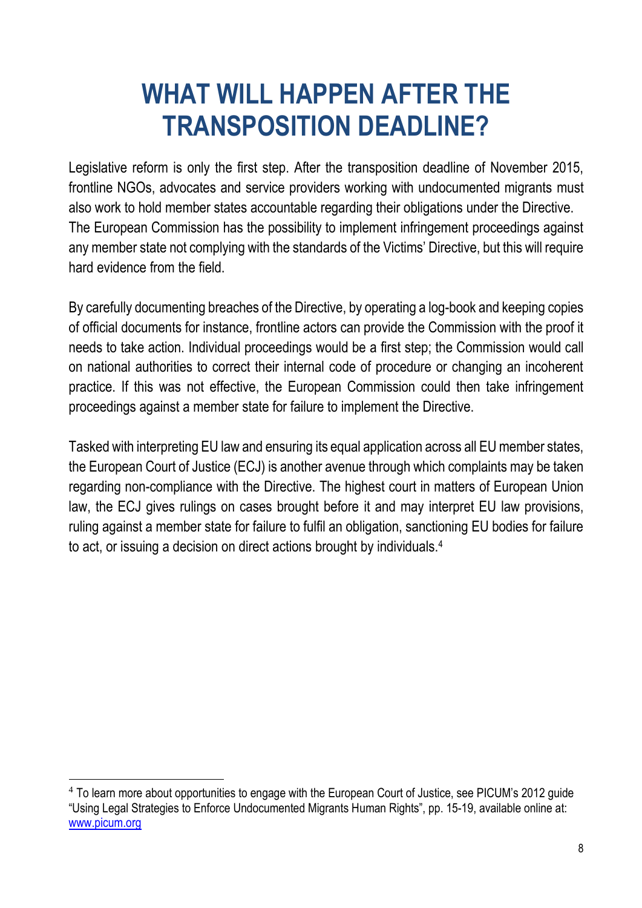# WHAT WILL HAPPEN AFTER THE TRANSPOSITION DEADLINE?

Legislative reform is only the first step. After the transposition deadline of November 2015, frontline NGOs, advocates and service providers working with undocumented migrants must also work to hold member states accountable regarding their obligations under the Directive. The European Commission has the possibility to implement infringement proceedings against any member state not complying with the standards of the Victims' Directive, but this will require hard evidence from the field.

By carefully documenting breaches of the Directive, by operating a log-book and keeping copies of official documents for instance, frontline actors can provide the Commission with the proof it needs to take action. Individual proceedings would be a first step; the Commission would call on national authorities to correct their internal code of procedure or changing an incoherent practice. If this was not effective, the European Commission could then take infringement proceedings against a member state for failure to implement the Directive.

Tasked with interpreting EU law and ensuring its equal application across all EU member states, the European Court of Justice (ECJ) is another avenue through which complaints may be taken regarding non-compliance with the Directive. The highest court in matters of European Union law, the ECJ gives rulings on cases brought before it and may interpret EU law provisions, ruling against a member state for failure to fulfil an obligation, sanctioning EU bodies for failure to act, or issuing a decision on direct actions brought by individuals.[4]

---

[4] To learn more about opportunities to engage with the European Court of Justice, see PICUM's 2012 guide "Using Legal Strategies to Enforce Undocumented Migrants Human Rights", pp. 15-19, available online at: [www.picum.org](http://www.picum.org)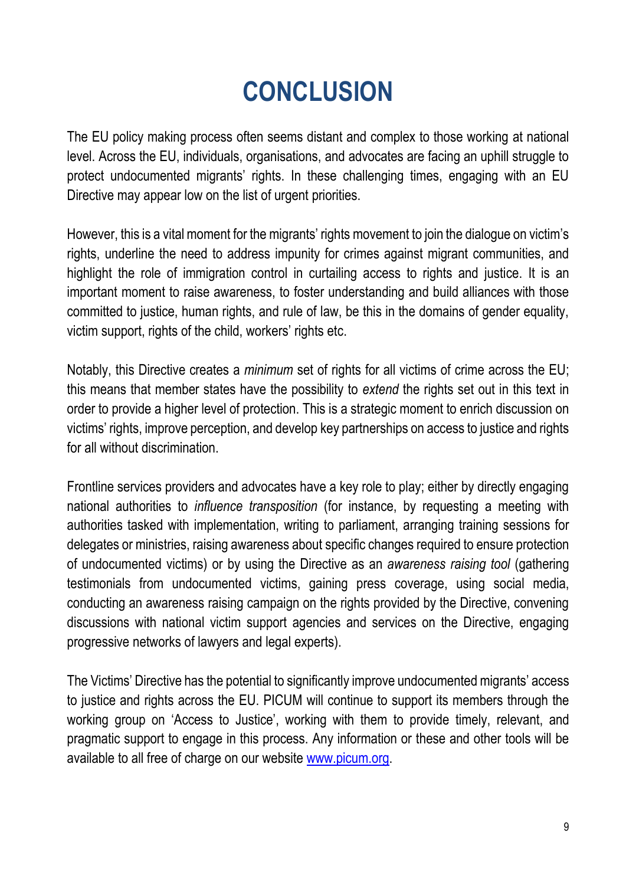# CONCLUSION

The EU policy making process often seems distant and complex to those working at national level. Across the EU, individuals, organisations, and advocates are facing an uphill struggle to protect undocumented migrants' rights. In these challenging times, engaging with an EU Directive may appear low on the list of urgent priorities.

However, this is a vital moment for the migrants' rights movement to join the dialogue on victim's rights, underline the need to address impunity for crimes against migrant communities, and highlight the role of immigration control in curtailing access to rights and justice. It is an important moment to raise awareness, to foster understanding and build alliances with those committed to justice, human rights, and rule of law, be this in the domains of gender equality, victim support, rights of the child, workers' rights etc.

Notably, this Directive creates a *minimum* set of rights for all victims of crime across the EU; this means that member states have the possibility to *extend* the rights set out in this text in order to provide a higher level of protection. This is a strategic moment to enrich discussion on victims' rights, improve perception, and develop key partnerships on access to justice and rights for all without discrimination.

Frontline services providers and advocates have a key role to play; either by directly engaging national authorities to *influence transposition* (for instance, by requesting a meeting with authorities tasked with implementation, writing to parliament, arranging training sessions for delegates or ministries, raising awareness about specific changes required to ensure protection of undocumented victims) or by using the Directive as an *awareness raising tool* (gathering testimonials from undocumented victims, gaining press coverage, using social media, conducting an awareness raising campaign on the rights provided by the Directive, convening discussions with national victim support agencies and services on the Directive, engaging progressive networks of lawyers and legal experts).

The Victims' Directive has the potential to significantly improve undocumented migrants' access to justice and rights across the EU. PICUM will continue to support its members through the working group on 'Access to Justice', working with them to provide timely, relevant, and pragmatic support to engage in this process. Any information or these and other tools will be available to all free of charge on our website www.picum.org.